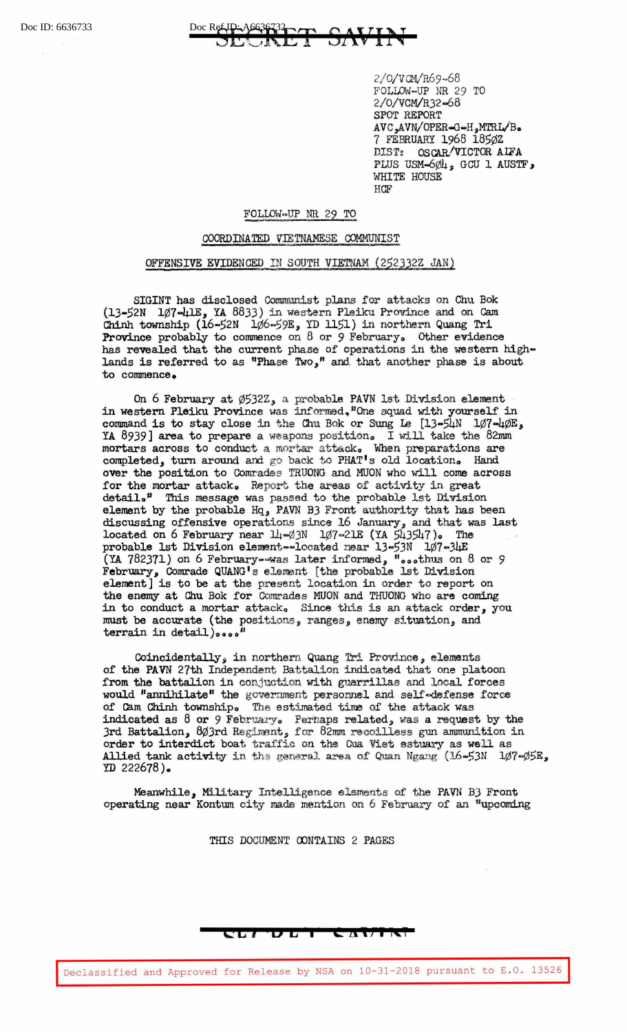SECRET SAVIN

2/O/VCM/R69-68
FOLLOW-UP NR 29 TO
2/O/VCM/R32-68
SPOT REPORT
AVC,AVN/OPER-G-H,MTRL/B.
7 FEBRUARY 1968 1850Z
DIST: OSCAR/VICTOR ALFA
PLUS USM-604, GCU 1 AUSTF,
WHITE HOUSE
HGF

FOLLOW-UP NR 29 TO

COORDINATED VIETNAMESE COMMUNIST

OFFENSIVE EVIDENCED IN SOUTH VIETNAM (252332Z JAN)

SIGINT has disclosed Communist plans for attacks on Chu Bok (13-52N 107-41E, YA 8833) in western Pleiku Province and on Cam Chinh township (16-52N 106-59E, YD 1151) in northern Quang Tri Province probably to commence on 8 or 9 February. Other evidence has revealed that the current phase of operations in the western highlands is referred to as "Phase Two," and that another phase is about to commence.

On 6 February at 0532Z, a probable PAVN 1st Division element in western Pleiku Province was informed,"One squad with yourself in command is to stay close in the Chu Bok or Sung Le [13-54N 107-40E, YA 8939] area to prepare a weapons position. I will take the 82mm mortars across to conduct a mortar attack. When preparations are completed, turn around and go back to PHAT's old location. Hand over the position to Comrades TRUONG and MUON who will come across for the mortar attack. Report the areas of activity in great detail." This message was passed to the probable 1st Division element by the probable Hq, PAVN B3 Front authority that has been discussing offensive operations since 16 January, and that was last located on 6 February near 14-03N 107-21E (YA 543547). The probable 1st Division element--located near 13-53N 107-34E (YA 782371) on 6 February--was later informed, "...thus on 8 or 9 February, Comrade QUANG's element [the probable 1st Division element] is to be at the present location in order to report on the enemy at Chu Bok for Comrades MUON and THUONG who are coming in to conduct a mortar attack. Since this is an attack order, you must be accurate (the positions, ranges, enemy situation, and terrain in detail)...."

Coincidentally, in northern Quang Tri Province, elements of the PAVN 27th Independent Battalion indicated that one platoon from the battalion in conjuction with guerrillas and local forces would "annihilate" the government personnel and self-defense force of Cam Chinh township. The estimated time of the attack was indicated as 8 or 9 February. Perhaps related, was a request by the 3rd Battalion, 803rd Regiment, for 82mm recoilless gun ammunition in order to interdict boat traffic on the Cua Viet estuary as well as Allied tank activity in the general area of Quan Ngang (16-53N 107-05E, YD 222678).

Meanwhile, Military Intelligence elements of the PAVN B3 Front operating near Kontum city made mention on 6 February of an "upcoming

THIS DOCUMENT CONTAINS 2 PAGES

SECRET SAVIN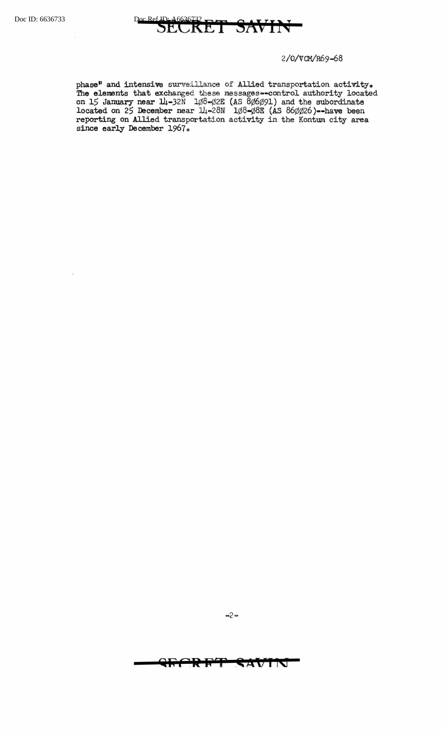2/O/VCM/R69-68

phase" and intensive surveillance of Allied transportation activity. The elements that exchanged these messages--control authority located on 15 January near 14-32N 108-02E (AS 806091) and the subordinate located on 25 December near 14-28N 108-08E (AS 860026)--have been reporting on Allied transportation activity in the Kontum city area since early December 1967.